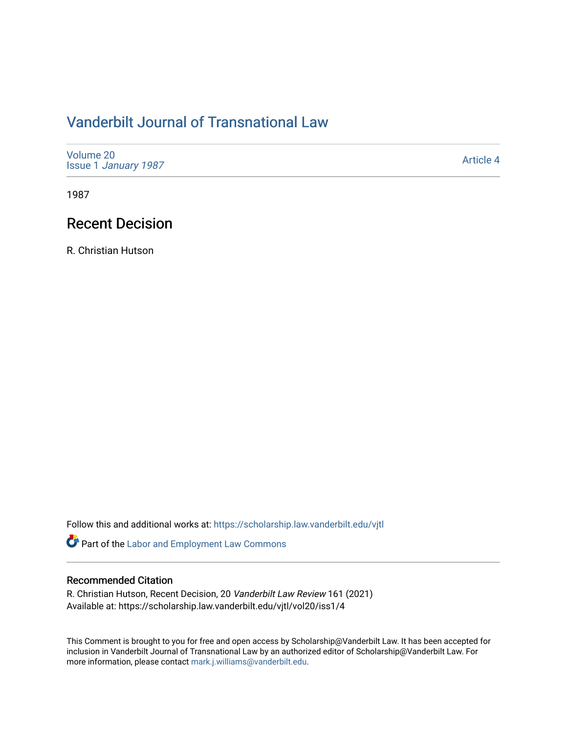# Vanderbilt Journal of Transnational Law

Volume 20
Issue 1 *January 1987*

Article 4

1987

## Recent Decision

R. Christian Hutson

Follow this and additional works at: https://scholarship.law.vanderbilt.edu/vjtl

Part of the Labor and Employment Law Commons

### Recommended Citation

R. Christian Hutson, Recent Decision, 20 *Vanderbilt Law Review* 161 (2021)
Available at: https://scholarship.law.vanderbilt.edu/vjtl/vol20/iss1/4

This Comment is brought to you for free and open access by Scholarship@Vanderbilt Law. It has been accepted for inclusion in Vanderbilt Journal of Transnational Law by an authorized editor of Scholarship@Vanderbilt Law. For more information, please contact mark.j.williams@vanderbilt.edu.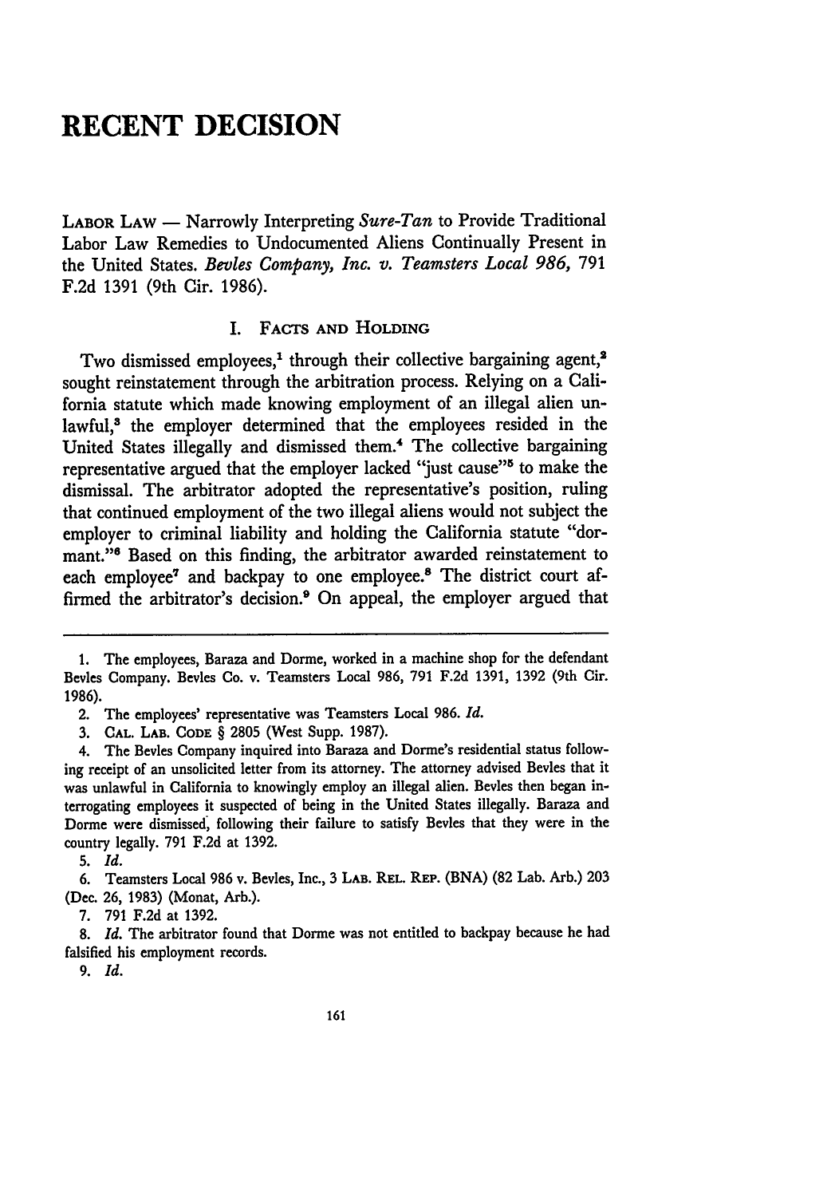# RECENT DECISION

LABOR LAW — Narrowly Interpreting *Sure-Tan* to Provide Traditional Labor Law Remedies to Undocumented Aliens Continually Present in the United States. *Bevles Company, Inc. v. Teamsters Local 986*, 791 F.2d 1391 (9th Cir. 1986).

## I. FACTS AND HOLDING

Two dismissed employees,[1] through their collective bargaining agent,[2] sought reinstatement through the arbitration process. Relying on a California statute which made knowing employment of an illegal alien unlawful,[3] the employer determined that the employees resided in the United States illegally and dismissed them.[4] The collective bargaining representative argued that the employer lacked "just cause"[5] to make the dismissal. The arbitrator adopted the representative's position, ruling that continued employment of the two illegal aliens would not subject the employer to criminal liability and holding the California statute "dormant."[6] Based on this finding, the arbitrator awarded reinstatement to each employee[7] and backpay to one employee.[8] The district court affirmed the arbitrator's decision.[9] On appeal, the employer argued that

---

1. The employees, Baraza and Dorme, worked in a machine shop for the defendant Bevles Company. Bevles Co. v. Teamsters Local 986, 791 F.2d 1391, 1392 (9th Cir. 1986).

2. The employees' representative was Teamsters Local 986. *Id.*

3. CAL. LAB. CODE § 2805 (West Supp. 1987).

4. The Bevles Company inquired into Baraza and Dorme's residential status following receipt of an unsolicited letter from its attorney. The attorney advised Bevles that it was unlawful in California to knowingly employ an illegal alien. Bevles then began interrogating employees it suspected of being in the United States illegally. Baraza and Dorme were dismissed, following their failure to satisfy Bevles that they were in the country legally. 791 F.2d at 1392.

5. *Id.*

6. Teamsters Local 986 v. Bevles, Inc., 3 LAB. REL. REP. (BNA) (82 Lab. Arb.) 203 (Dec. 26, 1983) (Monat, Arb.).

7. 791 F.2d at 1392.

8. *Id.* The arbitrator found that Dorme was not entitled to backpay because he had falsified his employment records.

9. *Id.*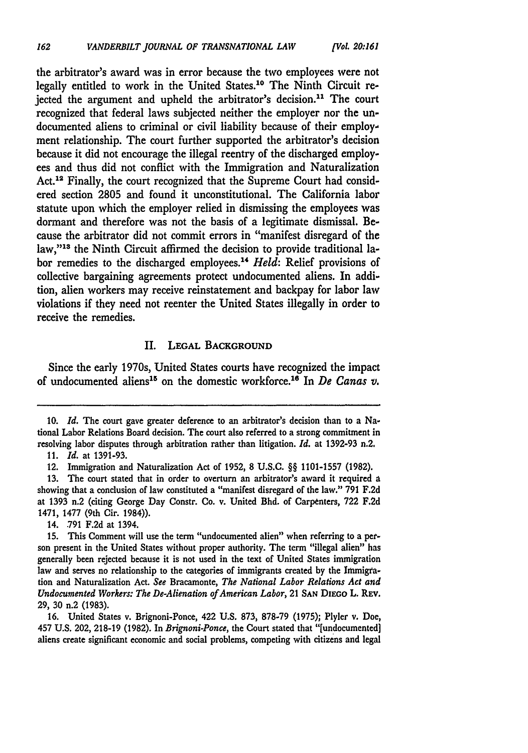the arbitrator's award was in error because the two employees were not legally entitled to work in the United States.[10] The Ninth Circuit rejected the argument and upheld the arbitrator's decision.[11] The court recognized that federal laws subjected neither the employer nor the undocumented aliens to criminal or civil liability because of their employment relationship. The court further supported the arbitrator's decision because it did not encourage the illegal reentry of the discharged employees and thus did not conflict with the Immigration and Naturalization Act.[12] Finally, the court recognized that the Supreme Court had considered section 2805 and found it unconstitutional. The California labor statute upon which the employer relied in dismissing the employees was dormant and therefore was not the basis of a legitimate dismissal. Because the arbitrator did not commit errors in "manifest disregard of the law,"[13] the Ninth Circuit affirmed the decision to provide traditional labor remedies to the discharged employees.[14] *Held*: Relief provisions of collective bargaining agreements protect undocumented aliens. In addition, alien workers may receive reinstatement and backpay for labor law violations if they need not reenter the United States illegally in order to receive the remedies.

## II. Legal Background

Since the early 1970s, United States courts have recognized the impact of undocumented aliens[15] on the domestic workforce.[16] In *De Canas v.*

---

10. *Id.* The court gave greater deference to an arbitrator's decision than to a National Labor Relations Board decision. The court also referred to a strong commitment in resolving labor disputes through arbitration rather than litigation. *Id.* at 1392-93 n.2.

11. *Id.* at 1391-93.

12. Immigration and Naturalization Act of 1952, 8 U.S.C. §§ 1101-1557 (1982).

13. The court stated that in order to overturn an arbitrator's award it required a showing that a conclusion of law constituted a "manifest disregard of the law." 791 F.2d at 1393 n.2 (citing George Day Constr. Co. v. United Bhd. of Carpenters, 722 F.2d 1471, 1477 (9th Cir. 1984)).

14. 791 F.2d at 1394.

15. This Comment will use the term "undocumented alien" when referring to a person present in the United States without proper authority. The term "illegal alien" has generally been rejected because it is not used in the text of United States immigration law and serves no relationship to the categories of immigrants created by the Immigration and Naturalization Act. *See* Bracamonte, *The National Labor Relations Act and Undocumented Workers: The De-Alienation of American Labor*, 21 San Diego L. Rev. 29, 30 n.2 (1983).

16. United States v. Brignoni-Ponce, 422 U.S. 873, 878-79 (1975); Plyler v. Doe, 457 U.S. 202, 218-19 (1982). In *Brignoni-Ponce*, the Court stated that "[undocumented] aliens create significant economic and social problems, competing with citizens and legal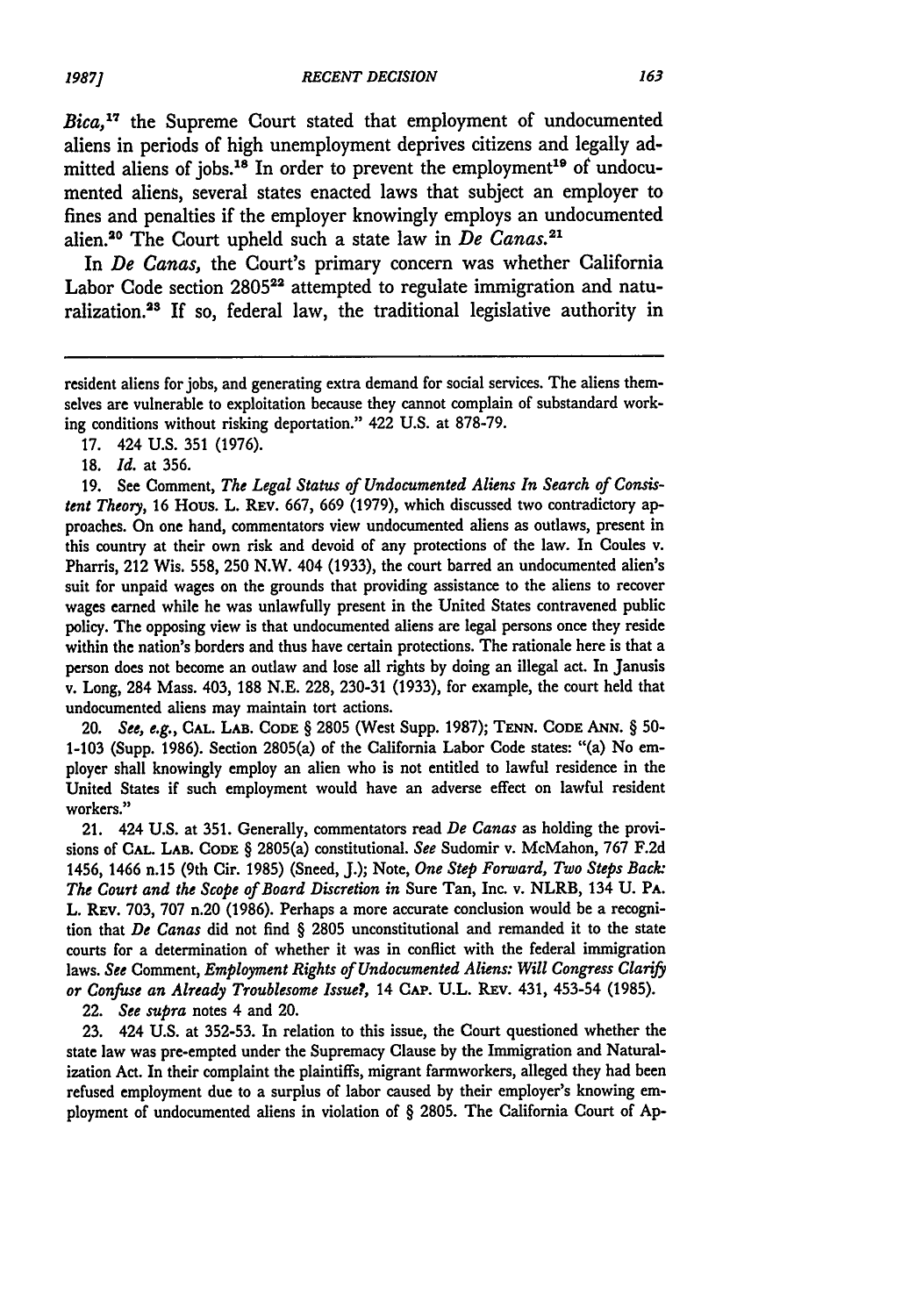*Bica*,[17] the Supreme Court stated that employment of undocumented aliens in periods of high unemployment deprives citizens and legally admitted aliens of jobs.[18] In order to prevent the employment[19] of undocumented aliens, several states enacted laws that subject an employer to fines and penalties if the employer knowingly employs an undocumented alien.[20] The Court upheld such a state law in *De Canas*.[21]

In *De Canas*, the Court's primary concern was whether California Labor Code section 2805[22] attempted to regulate immigration and naturalization.[23] If so, federal law, the traditional legislative authority in

---

resident aliens for jobs, and generating extra demand for social services. The aliens themselves are vulnerable to exploitation because they cannot complain of substandard working conditions without risking deportation." 422 U.S. at 878-79.

17. 424 U.S. 351 (1976).

18. *Id.* at 356.

19. See Comment, *The Legal Status of Undocumented Aliens In Search of Consistent Theory*, 16 Hous. L. Rev. 667, 669 (1979), which discussed two contradictory approaches. On one hand, commentators view undocumented aliens as outlaws, present in this country at their own risk and devoid of any protections of the law. In Coules v. Pharris, 212 Wis. 558, 250 N.W. 404 (1933), the court barred an undocumented alien's suit for unpaid wages on the grounds that providing assistance to the aliens to recover wages earned while he was unlawfully present in the United States contravened public policy. The opposing view is that undocumented aliens are legal persons once they reside within the nation's borders and thus have certain protections. The rationale here is that a person does not become an outlaw and lose all rights by doing an illegal act. In Janusis v. Long, 284 Mass. 403, 188 N.E. 228, 230-31 (1933), for example, the court held that undocumented aliens may maintain tort actions.

20. *See, e.g.*, Cal. Lab. Code § 2805 (West Supp. 1987); Tenn. Code Ann. § 50-1-103 (Supp. 1986). Section 2805(a) of the California Labor Code states: "(a) No employer shall knowingly employ an alien who is not entitled to lawful residence in the United States if such employment would have an adverse effect on lawful resident workers."

21. 424 U.S. at 351. Generally, commentators read *De Canas* as holding the provisions of Cal. Lab. Code § 2805(a) constitutional. *See* Sudomir v. McMahon, 767 F.2d 1456, 1466 n.15 (9th Cir. 1985) (Sneed, J.); Note, *One Step Forward, Two Steps Back: The Court and the Scope of Board Discretion in* Sure Tan, Inc. v. NLRB, 134 U. Pa. L. Rev. 703, 707 n.20 (1986). Perhaps a more accurate conclusion would be a recognition that *De Canas* did not find § 2805 unconstitutional and remanded it to the state courts for a determination of whether it was in conflict with the federal immigration laws. *See* Comment, *Employment Rights of Undocumented Aliens: Will Congress Clarify or Confuse an Already Troublesome Issue?*, 14 Cap. U.L. Rev. 431, 453-54 (1985).

22. *See supra* notes 4 and 20.

23. 424 U.S. at 352-53. In relation to this issue, the Court questioned whether the state law was pre-empted under the Supremacy Clause by the Immigration and Naturalization Act. In their complaint the plaintiffs, migrant farmworkers, alleged they had been refused employment due to a surplus of labor caused by their employer's knowing employment of undocumented aliens in violation of § 2805. The California Court of Ap-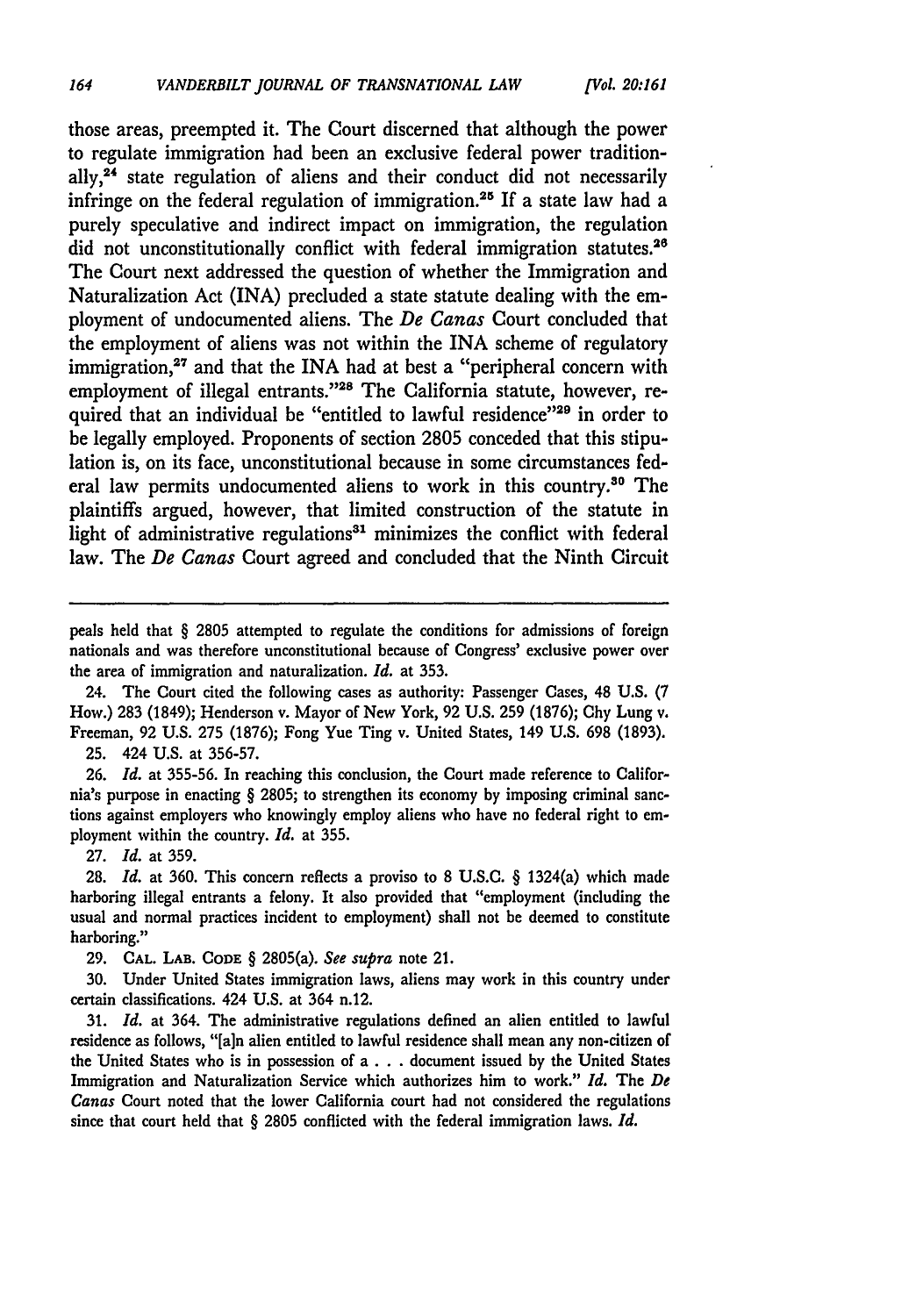those areas, preempted it. The Court discerned that although the power to regulate immigration had been an exclusive federal power traditionally,[24] state regulation of aliens and their conduct did not necessarily infringe on the federal regulation of immigration.[25] If a state law had a purely speculative and indirect impact on immigration, the regulation did not unconstitutionally conflict with federal immigration statutes.[26] The Court next addressed the question of whether the Immigration and Naturalization Act (INA) precluded a state statute dealing with the employment of undocumented aliens. The *De Canas* Court concluded that the employment of aliens was not within the INA scheme of regulatory immigration,[27] and that the INA had at best a "peripheral concern with employment of illegal entrants."[28] The California statute, however, required that an individual be "entitled to lawful residence"[29] in order to be legally employed. Proponents of section 2805 conceded that this stipulation is, on its face, unconstitutional because in some circumstances federal law permits undocumented aliens to work in this country.[30] The plaintiffs argued, however, that limited construction of the statute in light of administrative regulations[31] minimizes the conflict with federal law. The *De Canas* Court agreed and concluded that the Ninth Circuit

---

peals held that § 2805 attempted to regulate the conditions for admissions of foreign nationals and was therefore unconstitutional because of Congress' exclusive power over the area of immigration and naturalization. *Id.* at 353.

24. The Court cited the following cases as authority: Passenger Cases, 48 U.S. (7 How.) 283 (1849); Henderson v. Mayor of New York, 92 U.S. 259 (1876); Chy Lung v. Freeman, 92 U.S. 275 (1876); Fong Yue Ting v. United States, 149 U.S. 698 (1893).

25. 424 U.S. at 356-57.

26. *Id.* at 355-56. In reaching this conclusion, the Court made reference to California's purpose in enacting § 2805; to strengthen its economy by imposing criminal sanctions against employers who knowingly employ aliens who have no federal right to employment within the country. *Id.* at 355.

27. *Id.* at 359.

28. *Id.* at 360. This concern reflects a proviso to 8 U.S.C. § 1324(a) which made harboring illegal entrants a felony. It also provided that "employment (including the usual and normal practices incident to employment) shall not be deemed to constitute harboring."

29. CAL. LAB. CODE § 2805(a). *See supra* note 21.

30. Under United States immigration laws, aliens may work in this country under certain classifications. 424 U.S. at 364 n.12.

31. *Id.* at 364. The administrative regulations defined an alien entitled to lawful residence as follows, "[a]n alien entitled to lawful residence shall mean any non-citizen of the United States who is in possession of a . . . document issued by the United States Immigration and Naturalization Service which authorizes him to work." *Id.* The *De Canas* Court noted that the lower California court had not considered the regulations since that court held that § 2805 conflicted with the federal immigration laws. *Id.*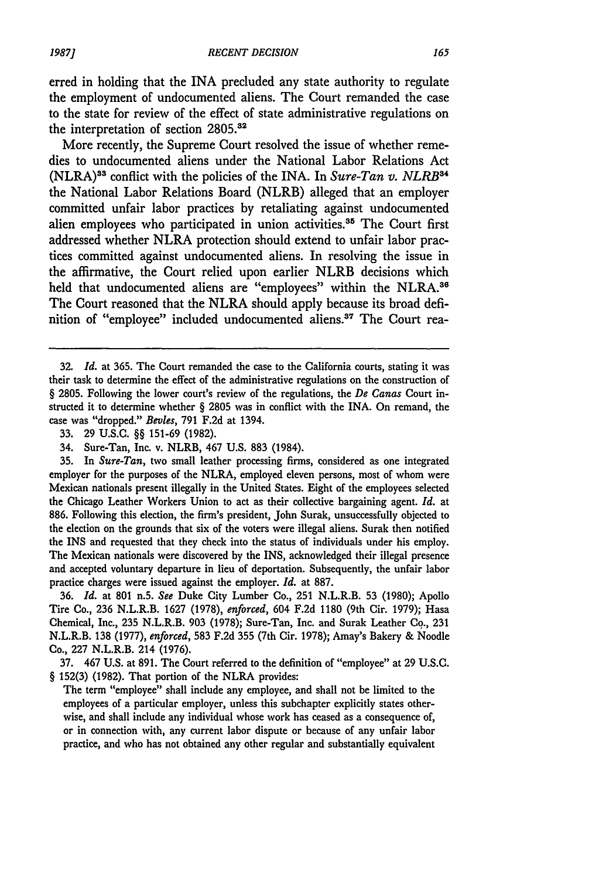erred in holding that the INA precluded any state authority to regulate the employment of undocumented aliens. The Court remanded the case to the state for review of the effect of state administrative regulations on the interpretation of section 2805.[32]

More recently, the Supreme Court resolved the issue of whether remedies to undocumented aliens under the National Labor Relations Act (NLRA)[33] conflict with the policies of the INA. In *Sure-Tan v. NLRB*[34] the National Labor Relations Board (NLRB) alleged that an employer committed unfair labor practices by retaliating against undocumented alien employees who participated in union activities.[35] The Court first addressed whether NLRA protection should extend to unfair labor practices committed against undocumented aliens. In resolving the issue in the affirmative, the Court relied upon earlier NLRB decisions which held that undocumented aliens are "employees" within the NLRA.[36] The Court reasoned that the NLRA should apply because its broad definition of "employee" included undocumented aliens.[37] The Court rea-

---

32. *Id.* at 365. The Court remanded the case to the California courts, stating it was their task to determine the effect of the administrative regulations on the construction of § 2805. Following the lower court's review of the regulations, the *De Canas* Court instructed it to determine whether § 2805 was in conflict with the INA. On remand, the case was "dropped." *Bevles*, 791 F.2d at 1394.

33. 29 U.S.C. §§ 151-69 (1982).

34. Sure-Tan, Inc. v. NLRB, 467 U.S. 883 (1984).

35. In *Sure-Tan*, two small leather processing firms, considered as one integrated employer for the purposes of the NLRA, employed eleven persons, most of whom were Mexican nationals present illegally in the United States. Eight of the employees selected the Chicago Leather Workers Union to act as their collective bargaining agent. *Id.* at 886. Following this election, the firm's president, John Surak, unsuccessfully objected to the election on the grounds that six of the voters were illegal aliens. Surak then notified the INS and requested that they check into the status of individuals under his employ. The Mexican nationals were discovered by the INS, acknowledged their illegal presence and accepted voluntary departure in lieu of deportation. Subsequently, the unfair labor practice charges were issued against the employer. *Id.* at 887.

36. *Id.* at 801 n.5. *See* Duke City Lumber Co., 251 N.L.R.B. 53 (1980); Apollo Tire Co., 236 N.L.R.B. 1627 (1978), *enforced*, 604 F.2d 1180 (9th Cir. 1979); Hasa Chemical, Inc., 235 N.L.R.B. 903 (1978); Sure-Tan, Inc. and Surak Leather Co., 231 N.L.R.B. 138 (1977), *enforced*, 583 F.2d 355 (7th Cir. 1978); Amay's Bakery & Noodle Co., 227 N.L.R.B. 214 (1976).

37. 467 U.S. at 891. The Court referred to the definition of "employee" at 29 U.S.C. § 152(3) (1982). That portion of the NLRA provides:

The term "employee" shall include any employee, and shall not be limited to the employees of a particular employer, unless this subchapter explicitly states otherwise, and shall include any individual whose work has ceased as a consequence of, or in connection with, any current labor dispute or because of any unfair labor practice, and who has not obtained any other regular and substantially equivalent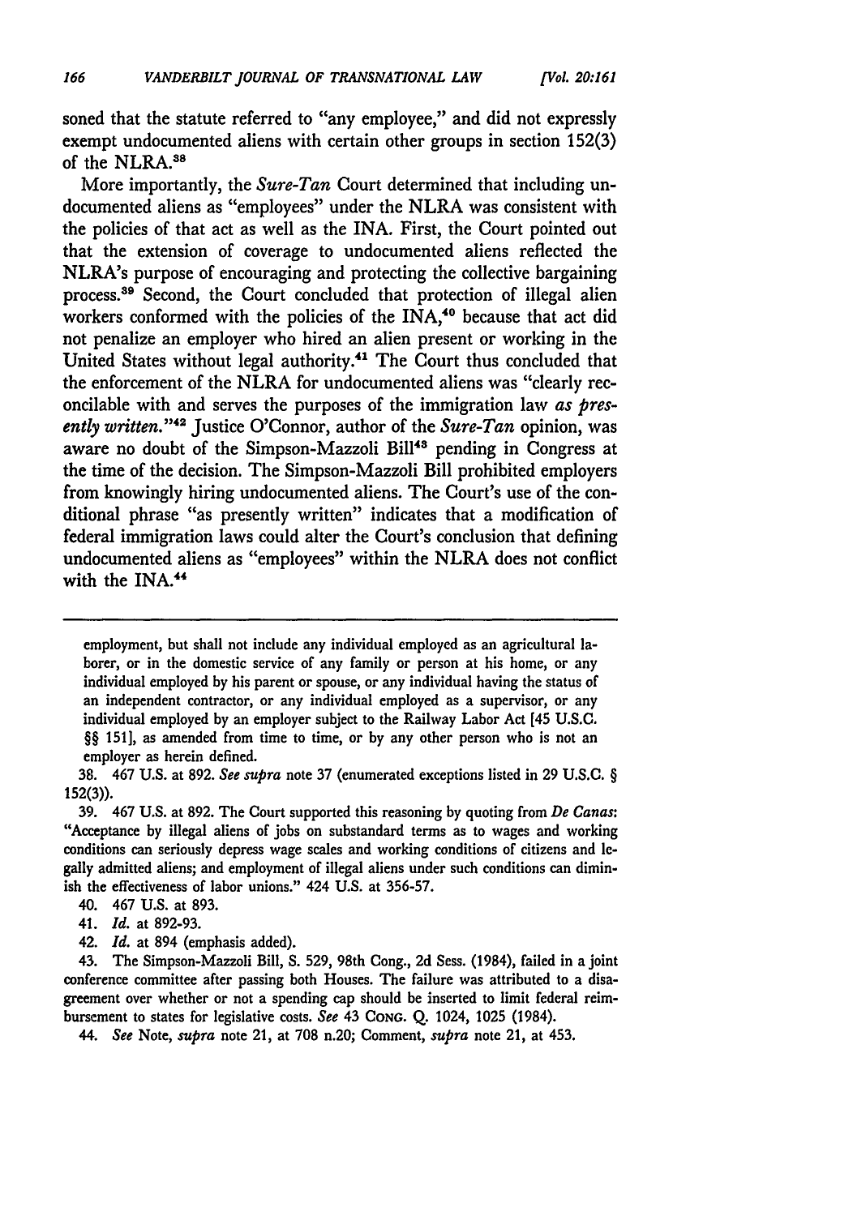soned that the statute referred to "any employee," and did not expressly exempt undocumented aliens with certain other groups in section 152(3) of the NLRA.[38]

More importantly, the *Sure-Tan* Court determined that including undocumented aliens as "employees" under the NLRA was consistent with the policies of that act as well as the INA. First, the Court pointed out that the extension of coverage to undocumented aliens reflected the NLRA's purpose of encouraging and protecting the collective bargaining process.[39] Second, the Court concluded that protection of illegal alien workers conformed with the policies of the INA,[40] because that act did not penalize an employer who hired an alien present or working in the United States without legal authority.[41] The Court thus concluded that the enforcement of the NLRA for undocumented aliens was "clearly reconcilable with and serves the purposes of the immigration law *as presently written.*"[42] Justice O'Connor, author of the *Sure-Tan* opinion, was aware no doubt of the Simpson-Mazzoli Bill[43] pending in Congress at the time of the decision. The Simpson-Mazzoli Bill prohibited employers from knowingly hiring undocumented aliens. The Court's use of the conditional phrase "as presently written" indicates that a modification of federal immigration laws could alter the Court's conclusion that defining undocumented aliens as "employees" within the NLRA does not conflict with the INA.[44]

---

employment, but shall not include any individual employed as an agricultural laborer, or in the domestic service of any family or person at his home, or any individual employed by his parent or spouse, or any individual having the status of an independent contractor, or any individual employed as a supervisor, or any individual employed by an employer subject to the Railway Labor Act [45 U.S.C. §§ 151], as amended from time to time, or by any other person who is not an employer as herein defined.

38. 467 U.S. at 892. *See supra* note 37 (enumerated exceptions listed in 29 U.S.C. § 152(3)).

39. 467 U.S. at 892. The Court supported this reasoning by quoting from *De Canas*: "Acceptance by illegal aliens of jobs on substandard terms as to wages and working conditions can seriously depress wage scales and working conditions of citizens and legally admitted aliens; and employment of illegal aliens under such conditions can diminish the effectiveness of labor unions." 424 U.S. at 356-57.

40. 467 U.S. at 893.

41. *Id.* at 892-93.

42. *Id.* at 894 (emphasis added).

43. The Simpson-Mazzoli Bill, S. 529, 98th Cong., 2d Sess. (1984), failed in a joint conference committee after passing both Houses. The failure was attributed to a disagreement over whether or not a spending cap should be inserted to limit federal reimbursement to states for legislative costs. *See* 43 CONG. Q. 1024, 1025 (1984).

44. *See* Note, *supra* note 21, at 708 n.20; Comment, *supra* note 21, at 453.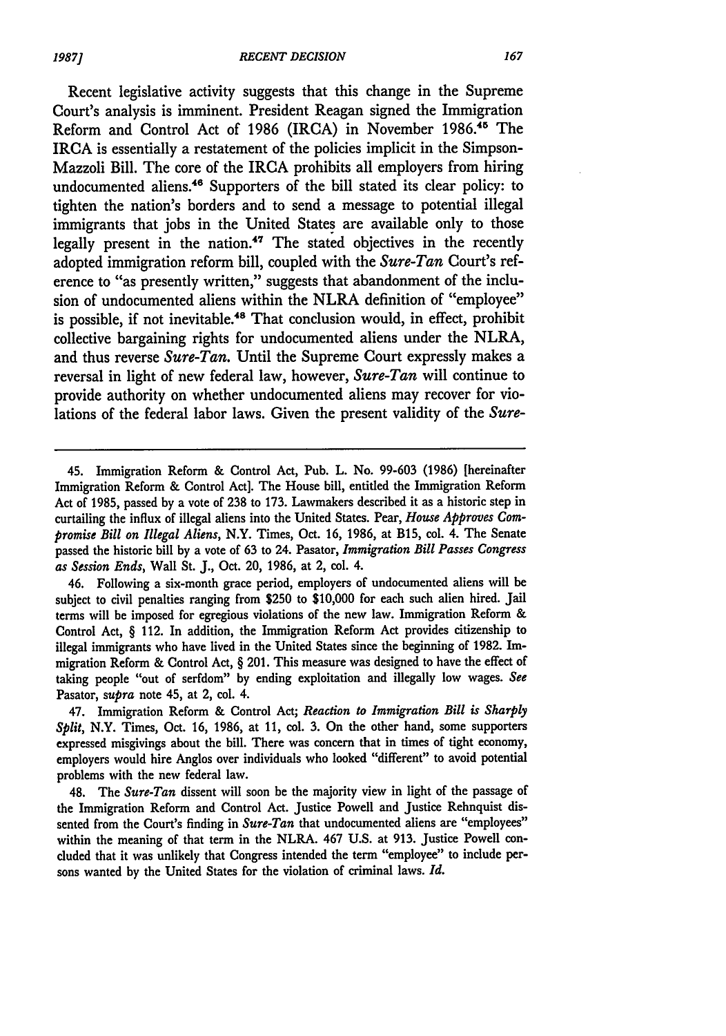Recent legislative activity suggests that this change in the Supreme Court's analysis is imminent. President Reagan signed the Immigration Reform and Control Act of 1986 (IRCA) in November 1986.[45] The IRCA is essentially a restatement of the policies implicit in the Simpson-Mazzoli Bill. The core of the IRCA prohibits all employers from hiring undocumented aliens.[46] Supporters of the bill stated its clear policy: to tighten the nation's borders and to send a message to potential illegal immigrants that jobs in the United States are available only to those legally present in the nation.[47] The stated objectives in the recently adopted immigration reform bill, coupled with the *Sure-Tan* Court's reference to "as presently written," suggests that abandonment of the inclusion of undocumented aliens within the NLRA definition of "employee" is possible, if not inevitable.[48] That conclusion would, in effect, prohibit collective bargaining rights for undocumented aliens under the NLRA, and thus reverse *Sure-Tan*. Until the Supreme Court expressly makes a reversal in light of new federal law, however, *Sure-Tan* will continue to provide authority on whether undocumented aliens may recover for violations of the federal labor laws. Given the present validity of the *Sure-*

---

45. Immigration Reform & Control Act, Pub. L. No. 99-603 (1986) [hereinafter Immigration Reform & Control Act]. The House bill, entitled the Immigration Reform Act of 1985, passed by a vote of 238 to 173. Lawmakers described it as a historic step in curtailing the influx of illegal aliens into the United States. Pear, *House Approves Compromise Bill on Illegal Aliens*, N.Y. Times, Oct. 16, 1986, at B15, col. 4. The Senate passed the historic bill by a vote of 63 to 24. Pasator, *Immigration Bill Passes Congress as Session Ends*, Wall St. J., Oct. 20, 1986, at 2, col. 4.

46. Following a six-month grace period, employers of undocumented aliens will be subject to civil penalties ranging from $250 to $10,000 for each such alien hired. Jail terms will be imposed for egregious violations of the new law. Immigration Reform & Control Act, § 112. In addition, the Immigration Reform Act provides citizenship to illegal immigrants who have lived in the United States since the beginning of 1982. Immigration Reform & Control Act, § 201. This measure was designed to have the effect of taking people "out of serfdom" by ending exploitation and illegally low wages. *See* Pasator, *supra* note 45, at 2, col. 4.

47. Immigration Reform & Control Act; *Reaction to Immigration Bill is Sharply Split*, N.Y. Times, Oct. 16, 1986, at 11, col. 3. On the other hand, some supporters expressed misgivings about the bill. There was concern that in times of tight economy, employers would hire Anglos over individuals who looked "different" to avoid potential problems with the new federal law.

48. The *Sure-Tan* dissent will soon be the majority view in light of the passage of the Immigration Reform and Control Act. Justice Powell and Justice Rehnquist dissented from the Court's finding in *Sure-Tan* that undocumented aliens are "employees" within the meaning of that term in the NLRA. 467 U.S. at 913. Justice Powell concluded that it was unlikely that Congress intended the term "employee" to include persons wanted by the United States for the violation of criminal laws. *Id.*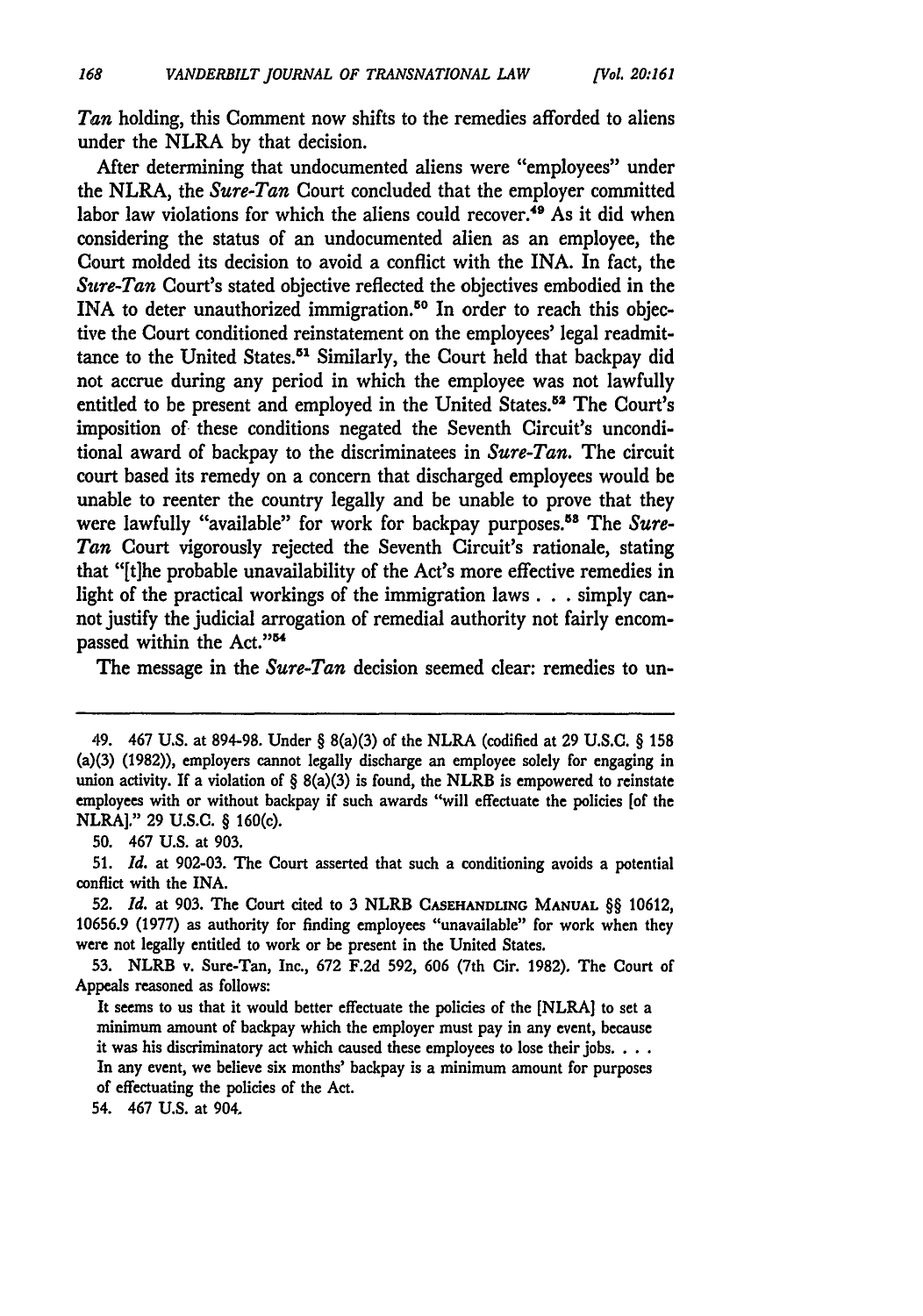*Tan* holding, this Comment now shifts to the remedies afforded to aliens under the NLRA by that decision.

After determining that undocumented aliens were "employees" under the NLRA, the *Sure-Tan* Court concluded that the employer committed labor law violations for which the aliens could recover.[49] As it did when considering the status of an undocumented alien as an employee, the Court molded its decision to avoid a conflict with the INA. In fact, the *Sure-Tan* Court's stated objective reflected the objectives embodied in the INA to deter unauthorized immigration.[50] In order to reach this objective the Court conditioned reinstatement on the employees' legal readmittance to the United States.[51] Similarly, the Court held that backpay did not accrue during any period in which the employee was not lawfully entitled to be present and employed in the United States.[52] The Court's imposition of these conditions negated the Seventh Circuit's unconditional award of backpay to the discriminatees in *Sure-Tan*. The circuit court based its remedy on a concern that discharged employees would be unable to reenter the country legally and be unable to prove that they were lawfully "available" for work for backpay purposes.[53] The *Sure-Tan* Court vigorously rejected the Seventh Circuit's rationale, stating that "[t]he probable unavailability of the Act's more effective remedies in light of the practical workings of the immigration laws . . . simply cannot justify the judicial arrogation of remedial authority not fairly encompassed within the Act."[54]

The message in the *Sure-Tan* decision seemed clear: remedies to un-

---

49. 467 U.S. at 894-98. Under § 8(a)(3) of the NLRA (codified at 29 U.S.C. § 158 (a)(3) (1982)), employers cannot legally discharge an employee solely for engaging in union activity. If a violation of § 8(a)(3) is found, the NLRB is empowered to reinstate employees with or without backpay if such awards "will effectuate the policies [of the NLRA]." 29 U.S.C. § 160(c).

50. 467 U.S. at 903.

51. *Id.* at 902-03. The Court asserted that such a conditioning avoids a potential conflict with the INA.

52. *Id.* at 903. The Court cited to 3 NLRB CASEHANDLING MANUAL §§ 10612, 10656.9 (1977) as authority for finding employees "unavailable" for work when they were not legally entitled to work or be present in the United States.

53. NLRB v. Sure-Tan, Inc., 672 F.2d 592, 606 (7th Cir. 1982). The Court of Appeals reasoned as follows:

> It seems to us that it would better effectuate the policies of the [NLRA] to set a minimum amount of backpay which the employer must pay in any event, because it was his discriminatory act which caused these employees to lose their jobs. . . . In any event, we believe six months' backpay is a minimum amount for purposes of effectuating the policies of the Act.

54. 467 U.S. at 904.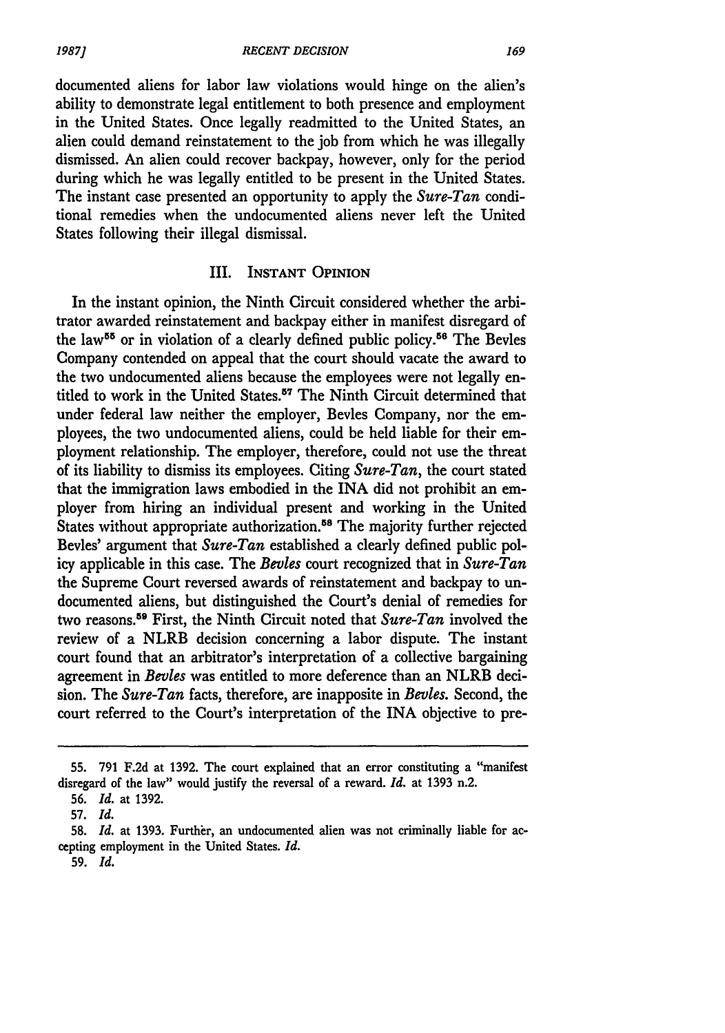documented aliens for labor law violations would hinge on the alien's ability to demonstrate legal entitlement to both presence and employment in the United States. Once legally readmitted to the United States, an alien could demand reinstatement to the job from which he was illegally dismissed. An alien could recover backpay, however, only for the period during which he was legally entitled to be present in the United States. The instant case presented an opportunity to apply the *Sure-Tan* conditional remedies when the undocumented aliens never left the United States following their illegal dismissal.

## III. Instant Opinion

In the instant opinion, the Ninth Circuit considered whether the arbitrator awarded reinstatement and backpay either in manifest disregard of the law[55] or in violation of a clearly defined public policy.[56] The Bevles Company contended on appeal that the court should vacate the award to the two undocumented aliens because the employees were not legally entitled to work in the United States.[57] The Ninth Circuit determined that under federal law neither the employer, Bevles Company, nor the employees, the two undocumented aliens, could be held liable for their employment relationship. The employer, therefore, could not use the threat of its liability to dismiss its employees. Citing *Sure-Tan*, the court stated that the immigration laws embodied in the INA did not prohibit an employer from hiring an individual present and working in the United States without appropriate authorization.[58] The majority further rejected Bevles' argument that *Sure-Tan* established a clearly defined public policy applicable in this case. The *Bevles* court recognized that in *Sure-Tan* the Supreme Court reversed awards of reinstatement and backpay to undocumented aliens, but distinguished the Court's denial of remedies for two reasons.[59] First, the Ninth Circuit noted that *Sure-Tan* involved the review of a NLRB decision concerning a labor dispute. The instant court found that an arbitrator's interpretation of a collective bargaining agreement in *Bevles* was entitled to more deference than an NLRB decision. The *Sure-Tan* facts, therefore, are inapposite in *Bevles*. Second, the court referred to the Court's interpretation of the INA objective to pre-

---

55. 791 F.2d at 1392. The court explained that an error constituting a "manifest disregard of the law" would justify the reversal of a reward. *Id.* at 1393 n.2.

56. *Id.* at 1392.

57. *Id.*

58. *Id.* at 1393. Further, an undocumented alien was not criminally liable for accepting employment in the United States. *Id.*

59. *Id.*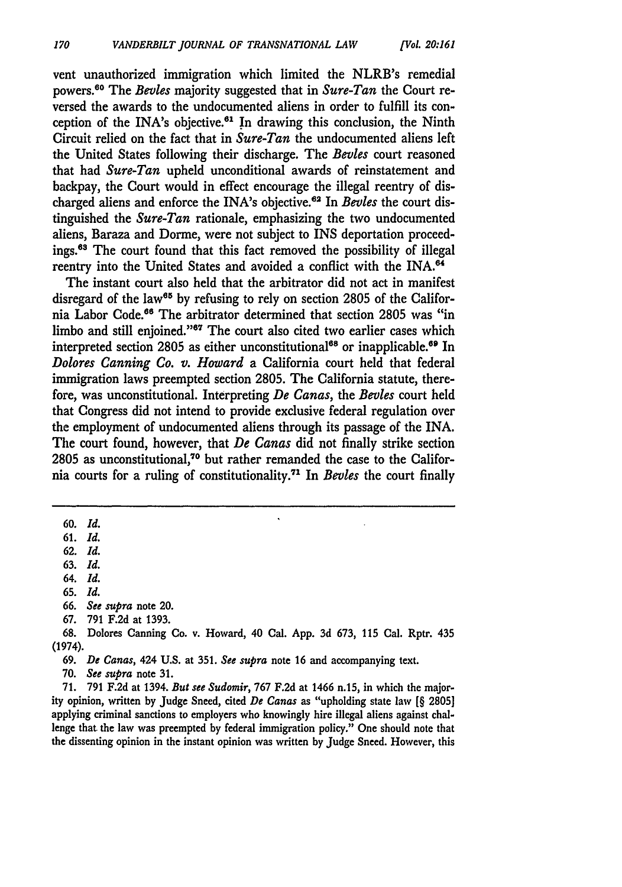vent unauthorized immigration which limited the NLRB's remedial powers.[60] The *Bevles* majority suggested that in *Sure-Tan* the Court reversed the awards to the undocumented aliens in order to fulfill its conception of the INA's objective.[61] In drawing this conclusion, the Ninth Circuit relied on the fact that in *Sure-Tan* the undocumented aliens left the United States following their discharge. The *Bevles* court reasoned that had *Sure-Tan* upheld unconditional awards of reinstatement and backpay, the Court would in effect encourage the illegal reentry of discharged aliens and enforce the INA's objective.[62] In *Bevles* the court distinguished the *Sure-Tan* rationale, emphasizing the two undocumented aliens, Baraza and Dorme, were not subject to INS deportation proceedings.[63] The court found that this fact removed the possibility of illegal reentry into the United States and avoided a conflict with the INA.[64]

The instant court also held that the arbitrator did not act in manifest disregard of the law[65] by refusing to rely on section 2805 of the California Labor Code.[66] The arbitrator determined that section 2805 was "in limbo and still enjoined."[67] The court also cited two earlier cases which interpreted section 2805 as either unconstitutional[68] or inapplicable.[69] In *Dolores Canning Co. v. Howard* a California court held that federal immigration laws preempted section 2805. The California statute, therefore, was unconstitutional. Interpreting *De Canas*, the *Bevles* court held that Congress did not intend to provide exclusive federal regulation over the employment of undocumented aliens through its passage of the INA. The court found, however, that *De Canas* did not finally strike section 2805 as unconstitutional,[70] but rather remanded the case to the California courts for a ruling of constitutionality.[71] In *Bevles* the court finally

---

60. *Id.*

61. *Id.*

62. *Id.*

63. *Id.*

64. *Id.*

65. *Id.*

66. *See supra* note 20.

67. 791 F.2d at 1393.

68. Dolores Canning Co. v. Howard, 40 Cal. App. 3d 673, 115 Cal. Rptr. 435 (1974).

69. *De Canas*, 424 U.S. at 351. *See supra* note 16 and accompanying text.

70. *See supra* note 31.

71. 791 F.2d at 1394. *But see Sudomir*, 767 F.2d at 1466 n.15, in which the majority opinion, written by Judge Sneed, cited *De Canas* as "upholding state law [§ 2805] applying criminal sanctions to employers who knowingly hire illegal aliens against challenge that the law was preempted by federal immigration policy." One should note that the dissenting opinion in the instant opinion was written by Judge Sneed. However, this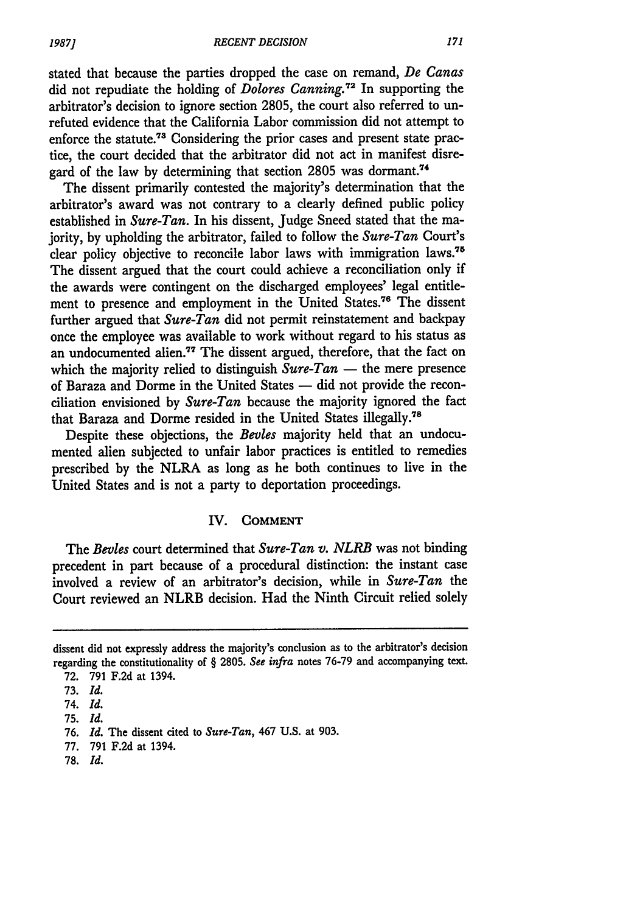stated that because the parties dropped the case on remand, *De Canas* did not repudiate the holding of *Dolores Canning*.[72] In supporting the arbitrator's decision to ignore section 2805, the court also referred to unrefuted evidence that the California Labor commission did not attempt to enforce the statute.[73] Considering the prior cases and present state practice, the court decided that the arbitrator did not act in manifest disregard of the law by determining that section 2805 was dormant.[74]

The dissent primarily contested the majority's determination that the arbitrator's award was not contrary to a clearly defined public policy established in *Sure-Tan*. In his dissent, Judge Sneed stated that the majority, by upholding the arbitrator, failed to follow the *Sure-Tan* Court's clear policy objective to reconcile labor laws with immigration laws.[75] The dissent argued that the court could achieve a reconciliation only if the awards were contingent on the discharged employees' legal entitlement to presence and employment in the United States.[76] The dissent further argued that *Sure-Tan* did not permit reinstatement and backpay once the employee was available to work without regard to his status as an undocumented alien.[77] The dissent argued, therefore, that the fact on which the majority relied to distinguish *Sure-Tan* — the mere presence of Baraza and Dorme in the United States — did not provide the reconciliation envisioned by *Sure-Tan* because the majority ignored the fact that Baraza and Dorme resided in the United States illegally.[78]

Despite these objections, the *Bevles* majority held that an undocumented alien subjected to unfair labor practices is entitled to remedies prescribed by the NLRA as long as he both continues to live in the United States and is not a party to deportation proceedings.

## IV. COMMENT

The *Bevles* court determined that *Sure-Tan v. NLRB* was not binding precedent in part because of a procedural distinction: the instant case involved a review of an arbitrator's decision, while in *Sure-Tan* the Court reviewed an NLRB decision. Had the Ninth Circuit relied solely

---

dissent did not expressly address the majority's conclusion as to the arbitrator's decision regarding the constitutionality of § 2805. *See infra* notes 76-79 and accompanying text.

72. 791 F.2d at 1394.

73. *Id.*

74. *Id.*

75. *Id.*

76. *Id.* The dissent cited to *Sure-Tan*, 467 U.S. at 903.

77. 791 F.2d at 1394.

78. *Id.*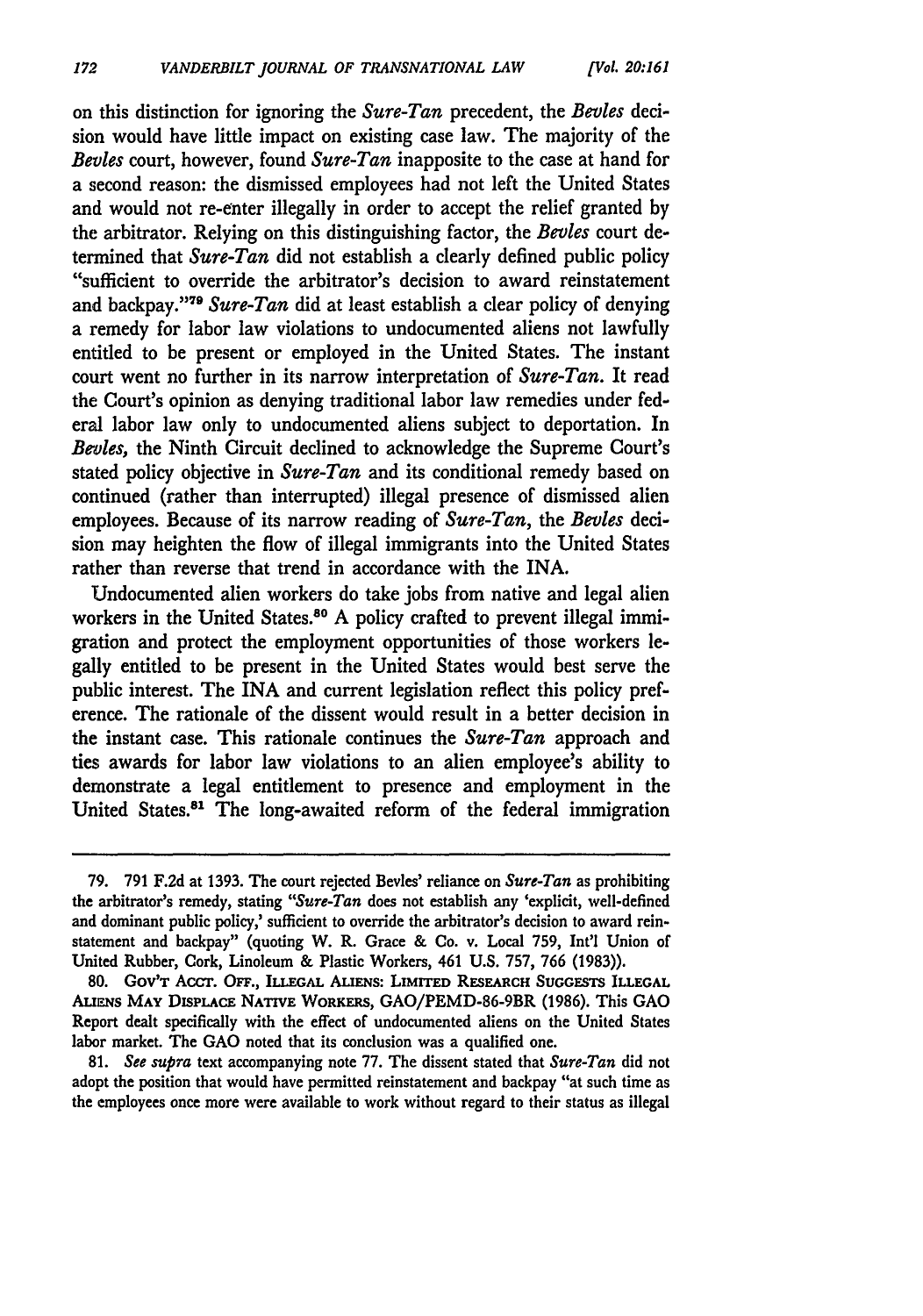on this distinction for ignoring the *Sure-Tan* precedent, the *Bevles* decision would have little impact on existing case law. The majority of the *Bevles* court, however, found *Sure-Tan* inapposite to the case at hand for a second reason: the dismissed employees had not left the United States and would not re-enter illegally in order to accept the relief granted by the arbitrator. Relying on this distinguishing factor, the *Bevles* court determined that *Sure-Tan* did not establish a clearly defined public policy "sufficient to override the arbitrator's decision to award reinstatement and backpay."[79] *Sure-Tan* did at least establish a clear policy of denying a remedy for labor law violations to undocumented aliens not lawfully entitled to be present or employed in the United States. The instant court went no further in its narrow interpretation of *Sure-Tan*. It read the Court's opinion as denying traditional labor law remedies under federal labor law only to undocumented aliens subject to deportation. In *Bevles*, the Ninth Circuit declined to acknowledge the Supreme Court's stated policy objective in *Sure-Tan* and its conditional remedy based on continued (rather than interrupted) illegal presence of dismissed alien employees. Because of its narrow reading of *Sure-Tan*, the *Bevles* decision may heighten the flow of illegal immigrants into the United States rather than reverse that trend in accordance with the INA.

Undocumented alien workers do take jobs from native and legal alien workers in the United States.[80] A policy crafted to prevent illegal immigration and protect the employment opportunities of those workers legally entitled to be present in the United States would best serve the public interest. The INA and current legislation reflect this policy preference. The rationale of the dissent would result in a better decision in the instant case. This rationale continues the *Sure-Tan* approach and ties awards for labor law violations to an alien employee's ability to demonstrate a legal entitlement to presence and employment in the United States.[81] The long-awaited reform of the federal immigration

---

79. 791 F.2d at 1393. The court rejected Bevles' reliance on *Sure-Tan* as prohibiting the arbitrator's remedy, stating "*Sure-Tan* does not establish any 'explicit, well-defined and dominant public policy,' sufficient to override the arbitrator's decision to award reinstatement and backpay" (quoting W. R. Grace & Co. v. Local 759, Int'l Union of United Rubber, Cork, Linoleum & Plastic Workers, 461 U.S. 757, 766 (1983)).

80. GOV'T ACCT. OFF., ILLEGAL ALIENS: LIMITED RESEARCH SUGGESTS ILLEGAL ALIENS MAY DISPLACE NATIVE WORKERS, GAO/PEMD-86-9BR (1986). This GAO Report dealt specifically with the effect of undocumented aliens on the United States labor market. The GAO noted that its conclusion was a qualified one.

81. *See supra* text accompanying note 77. The dissent stated that *Sure-Tan* did not adopt the position that would have permitted reinstatement and backpay "at such time as the employees once more were available to work without regard to their status as illegal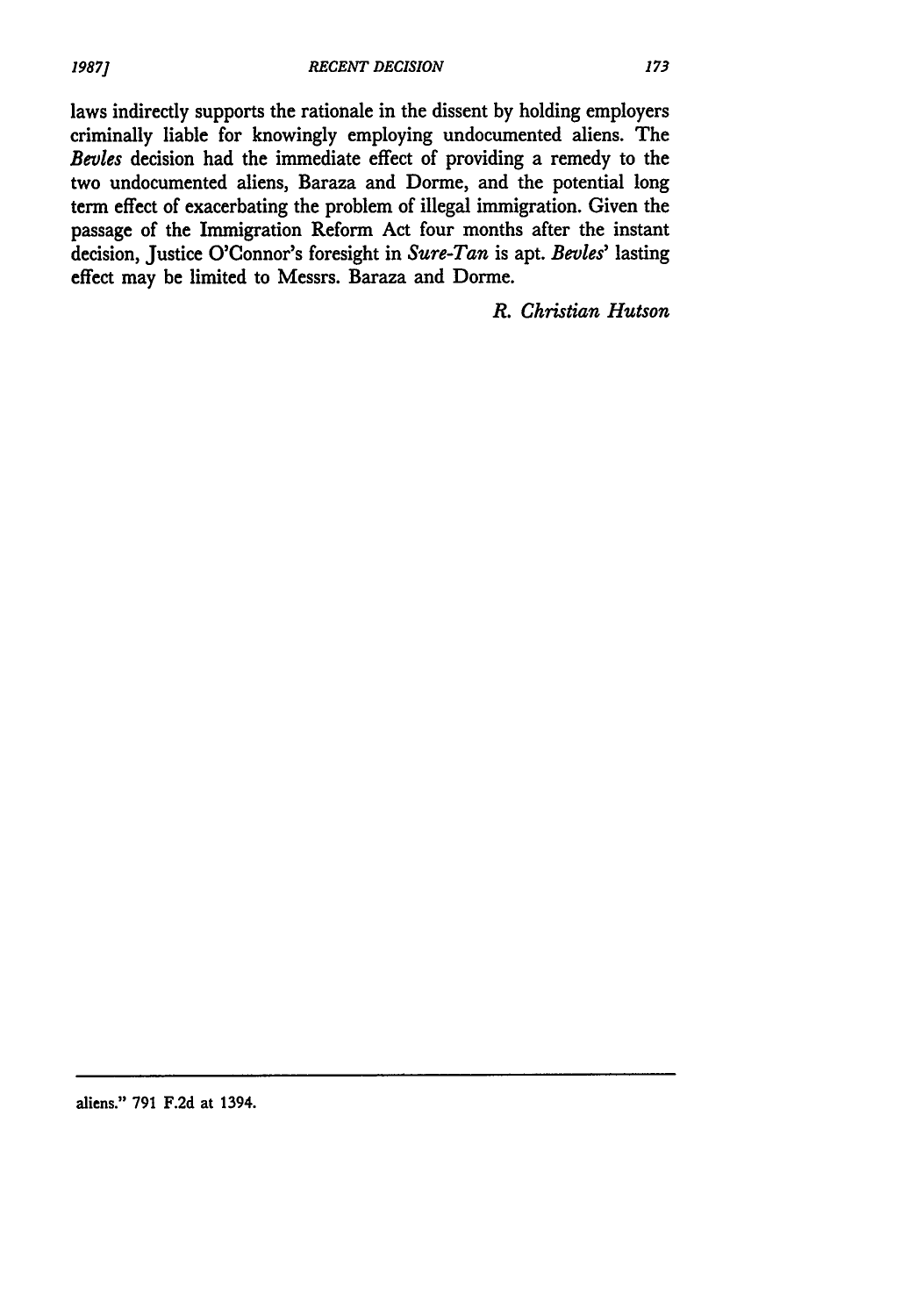laws indirectly supports the rationale in the dissent by holding employers criminally liable for knowingly employing undocumented aliens. The *Bevles* decision had the immediate effect of providing a remedy to the two undocumented aliens, Baraza and Dorme, and the potential long term effect of exacerbating the problem of illegal immigration. Given the passage of the Immigration Reform Act four months after the instant decision, Justice O'Connor's foresight in *Sure-Tan* is apt. *Bevles'* lasting effect may be limited to Messrs. Baraza and Dorme.

*R. Christian Hutson*

---

aliens." 791 F.2d at 1394.